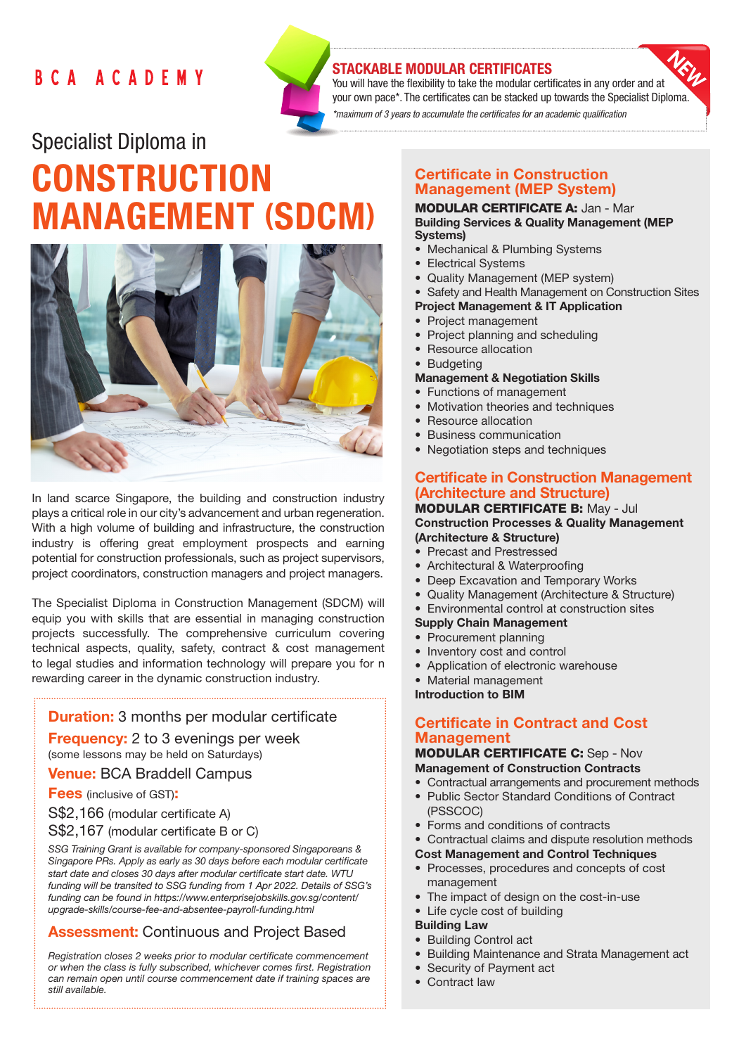BCA ACADEMY

## STACKABLE MODULAR CERTIFICATES

You will have the flexibility to take the modular certificates in any order and at your own pace*. The certificates can be stacked up towards the Specialist Diploma.

*\*maximum of 3 years to accumulate the certificates for an academic qualification*

NEW

# Specialist Diploma in CONSTRUCTION MANAGEMENT (SDCM)

In land scarce Singapore, the building and construction industry plays a critical role in our city's advancement and urban regeneration. With a high volume of building and infrastructure, the construction industry is offering great employment prospects and earning potential for construction professionals, such as project supervisors, project coordinators, construction managers and project managers.

The Specialist Diploma in Construction Management (SDCM) will equip you with skills that are essential in managing construction projects successfully. The comprehensive curriculum covering technical aspects, quality, safety, contract & cost management to legal studies and information technology will prepare you for n rewarding career in the dynamic construction industry.

**Duration:** 3 months per modular certificate

**Frequency:** 2 to 3 evenings per week
(some lessons may be held on Saturdays)

**Venue:** BCA Braddell Campus

**Fees** (inclusive of GST)**:**

S$2,166 (modular certificate A)

S$2,167 (modular certificate B or C)

*SSG Training Grant is available for company-sponsored Singaporeans & Singapore PRs. Apply as early as 30 days before each modular certificate start date and closes 30 days after modular certificate start date. WTU funding will be transited to SSG funding from 1 Apr 2022. Details of SSG's funding can be found in https://www.enterprisejobskills.gov.sg/content/upgrade-skills/course-fee-and-absentee-payroll-funding.html*

**Assessment:** Continuous and Project Based

*Registration closes 2 weeks prior to modular certificate commencement or when the class is fully subscribed, whichever comes first. Registration can remain open until course commencement date if training spaces are still available.*

## Certificate in Construction Management (MEP System)

**MODULAR CERTIFICATE A:** Jan - Mar

**Building Services & Quality Management (MEP Systems)**
- Mechanical & Plumbing Systems
- Electrical Systems
- Quality Management (MEP system)
- Safety and Health Management on Construction Sites

**Project Management & IT Application**
- Project management
- Project planning and scheduling
- Resource allocation
- Budgeting

**Management & Negotiation Skills**
- Functions of management
- Motivation theories and techniques
- Resource allocation
- Business communication
- Negotiation steps and techniques

## Certificate in Construction Management (Architecture and Structure)

**MODULAR CERTIFICATE B:** May - Jul

**Construction Processes & Quality Management (Architecture & Structure)**
- Precast and Prestressed
- Architectural & Waterproofing
- Deep Excavation and Temporary Works
- Quality Management (Architecture & Structure)
- Environmental control at construction sites

**Supply Chain Management**
- Procurement planning
- Inventory cost and control
- Application of electronic warehouse
- Material management

**Introduction to BIM**

## Certificate in Contract and Cost Management

**MODULAR CERTIFICATE C:** Sep - Nov

**Management of Construction Contracts**
- Contractual arrangements and procurement methods
- Public Sector Standard Conditions of Contract (PSSCOC)
- Forms and conditions of contracts
- Contractual claims and dispute resolution methods

**Cost Management and Control Techniques**
- Processes, procedures and concepts of cost management
- The impact of design on the cost-in-use
- Life cycle cost of building

**Building Law**
- Building Control act
- Building Maintenance and Strata Management act
- Security of Payment act
- Contract law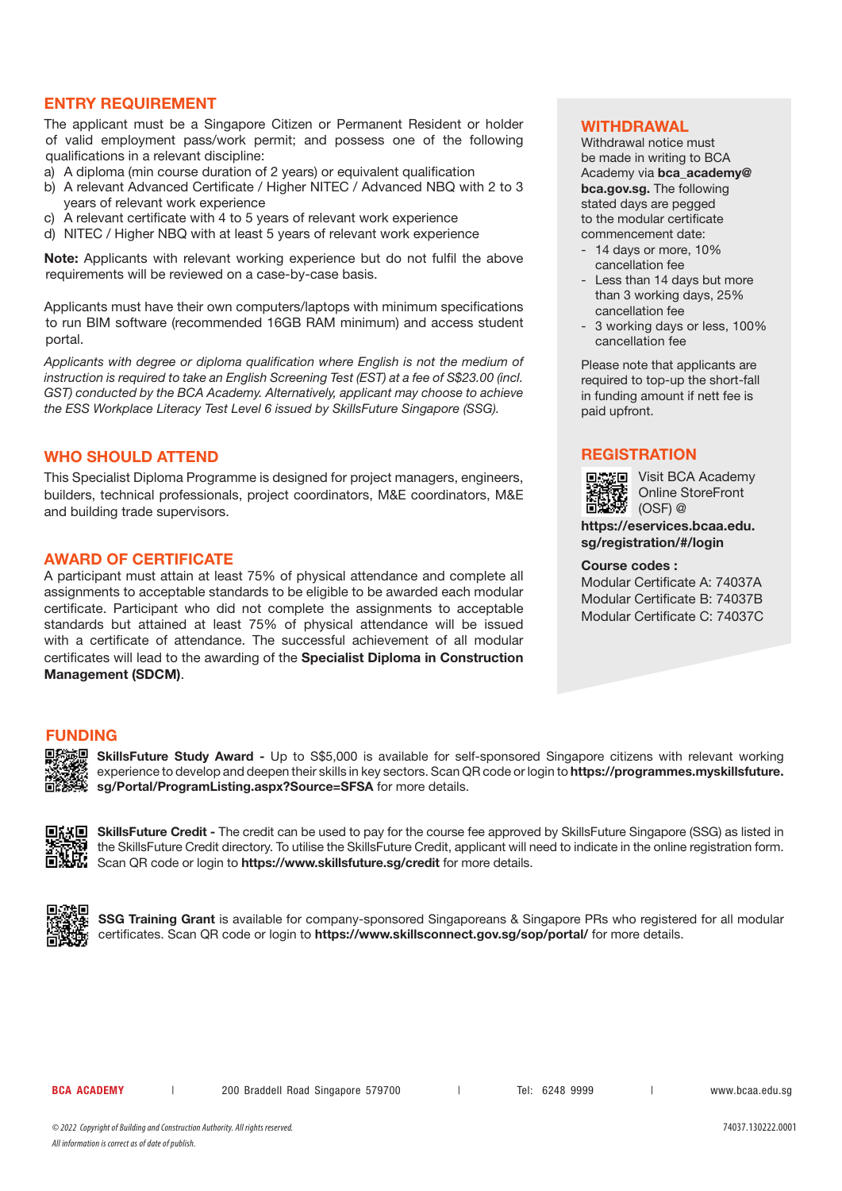## ENTRY REQUIREMENT

The applicant must be a Singapore Citizen or Permanent Resident or holder of valid employment pass/work permit; and possess one of the following qualifications in a relevant discipline:

a) A diploma (min course duration of 2 years) or equivalent qualification
b) A relevant Advanced Certificate / Higher NITEC / Advanced NBQ with 2 to 3 years of relevant work experience
c) A relevant certificate with 4 to 5 years of relevant work experience
d) NITEC / Higher NBQ with at least 5 years of relevant work experience

**Note:** Applicants with relevant working experience but do not fulfil the above requirements will be reviewed on a case-by-case basis.

Applicants must have their own computers/laptops with minimum specifications to run BIM software (recommended 16GB RAM minimum) and access student portal.

*Applicants with degree or diploma qualification where English is not the medium of instruction is required to take an English Screening Test (EST) at a fee of S$23.00 (incl. GST) conducted by the BCA Academy. Alternatively, applicant may choose to achieve the ESS Workplace Literacy Test Level 6 issued by SkillsFuture Singapore (SSG).*

## WHO SHOULD ATTEND

This Specialist Diploma Programme is designed for project managers, engineers, builders, technical professionals, project coordinators, M&E coordinators, M&E and building trade supervisors.

## AWARD OF CERTIFICATE

A participant must attain at least 75% of physical attendance and complete all assignments to acceptable standards to be eligible to be awarded each modular certificate. Participant who did not complete the assignments to acceptable standards but attained at least 75% of physical attendance will be issued with a certificate of attendance. The successful achievement of all modular certificates will lead to the awarding of the **Specialist Diploma in Construction Management (SDCM)**.

## WITHDRAWAL

Withdrawal notice must be made in writing to BCA Academy via **bca_academy@bca.gov.sg.** The following stated days are pegged to the modular certificate commencement date:

- 14 days or more, 10% cancellation fee
- Less than 14 days but more than 3 working days, 25% cancellation fee
- 3 working days or less, 100% cancellation fee

Please note that applicants are required to top-up the short-fall in funding amount if nett fee is paid upfront.

## REGISTRATION

Visit BCA Academy Online StoreFront (OSF) @ **https://eservices.bcaa.edu.sg/registration/#/login**

**Course codes :**
Modular Certificate A: 74037A
Modular Certificate B: 74037B
Modular Certificate C: 74037C

## FUNDING

**SkillsFuture Study Award -** Up to S$5,000 is available for self-sponsored Singapore citizens with relevant working experience to develop and deepen their skills in key sectors. Scan QR code or login to **https://programmes.myskillsfuture.sg/Portal/ProgramListing.aspx?Source=SFSA** for more details.

**SkillsFuture Credit -** The credit can be used to pay for the course fee approved by SkillsFuture Singapore (SSG) as listed in the SkillsFuture Credit directory. To utilise the SkillsFuture Credit, applicant will need to indicate in the online registration form. Scan QR code or login to **https://www.skillsfuture.sg/credit** for more details.

**SSG Training Grant** is available for company-sponsored Singaporeans & Singapore PRs who registered for all modular certificates. Scan QR code or login to **https://www.skillsconnect.gov.sg/sop/portal/** for more details.

BCA ACADEMY | 200 Braddell Road Singapore 579700 | Tel: 6248 9999 | www.bcaa.edu.sg

*© 2022 Copyright of Building and Construction Authority. All rights reserved.*
*All information is correct as of date of publish.*

74037.130222.0001